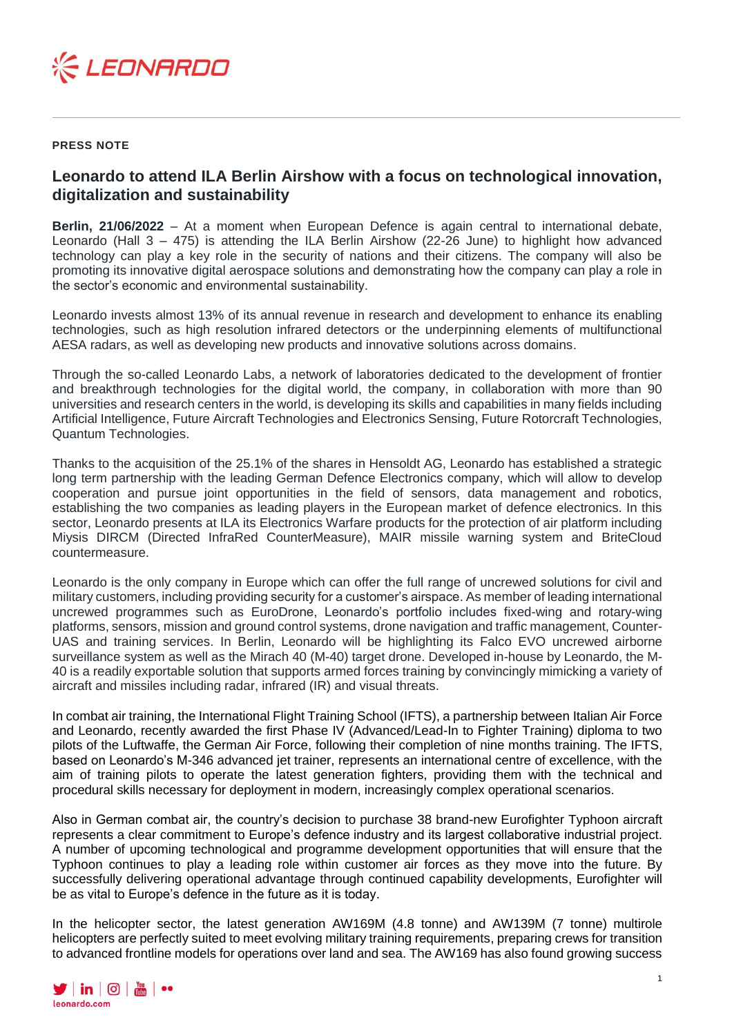**PRESS NOTE**

# Leonardo to attend ILA Berlin Airshow with a focus on technological innovation, digitalization and sustainability

**Berlin, 21/06/2022** – At a moment when European Defence is again central to international debate, Leonardo (Hall 3 – 475) is attending the ILA Berlin Airshow (22-26 June) to highlight how advanced technology can play a key role in the security of nations and their citizens. The company will also be promoting its innovative digital aerospace solutions and demonstrating how the company can play a role in the sector's economic and environmental sustainability.

Leonardo invests almost 13% of its annual revenue in research and development to enhance its enabling technologies, such as high resolution infrared detectors or the underpinning elements of multifunctional AESA radars, as well as developing new products and innovative solutions across domains.

Through the so-called Leonardo Labs, a network of laboratories dedicated to the development of frontier and breakthrough technologies for the digital world, the company, in collaboration with more than 90 universities and research centers in the world, is developing its skills and capabilities in many fields including Artificial Intelligence, Future Aircraft Technologies and Electronics Sensing, Future Rotorcraft Technologies, Quantum Technologies.

Thanks to the acquisition of the 25.1% of the shares in Hensoldt AG, Leonardo has established a strategic long term partnership with the leading German Defence Electronics company, which will allow to develop cooperation and pursue joint opportunities in the field of sensors, data management and robotics, establishing the two companies as leading players in the European market of defence electronics. In this sector, Leonardo presents at ILA its Electronics Warfare products for the protection of air platform including Miysis DIRCM (Directed InfraRed CounterMeasure), MAIR missile warning system and BriteCloud countermeasure.

Leonardo is the only company in Europe which can offer the full range of uncrewed solutions for civil and military customers, including providing security for a customer's airspace. As member of leading international uncrewed programmes such as EuroDrone, Leonardo's portfolio includes fixed-wing and rotary-wing platforms, sensors, mission and ground control systems, drone navigation and traffic management, Counter-UAS and training services. In Berlin, Leonardo will be highlighting its Falco EVO uncrewed airborne surveillance system as well as the Mirach 40 (M-40) target drone. Developed in-house by Leonardo, the M-40 is a readily exportable solution that supports armed forces training by convincingly mimicking a variety of aircraft and missiles including radar, infrared (IR) and visual threats.

In combat air training, the International Flight Training School (IFTS), a partnership between Italian Air Force and Leonardo, recently awarded the first Phase IV (Advanced/Lead-In to Fighter Training) diploma to two pilots of the Luftwaffe, the German Air Force, following their completion of nine months training. The IFTS, based on Leonardo's M-346 advanced jet trainer, represents an international centre of excellence, with the aim of training pilots to operate the latest generation fighters, providing them with the technical and procedural skills necessary for deployment in modern, increasingly complex operational scenarios.

Also in German combat air, the country's decision to purchase 38 brand-new Eurofighter Typhoon aircraft represents a clear commitment to Europe's defence industry and its largest collaborative industrial project. A number of upcoming technological and programme development opportunities that will ensure that the Typhoon continues to play a leading role within customer air forces as they move into the future. By successfully delivering operational advantage through continued capability developments, Eurofighter will be as vital to Europe's defence in the future as it is today.

In the helicopter sector, the latest generation AW169M (4.8 tonne) and AW139M (7 tonne) multirole helicopters are perfectly suited to meet evolving military training requirements, preparing crews for transition to advanced frontline models for operations over land and sea. The AW169 has also found growing success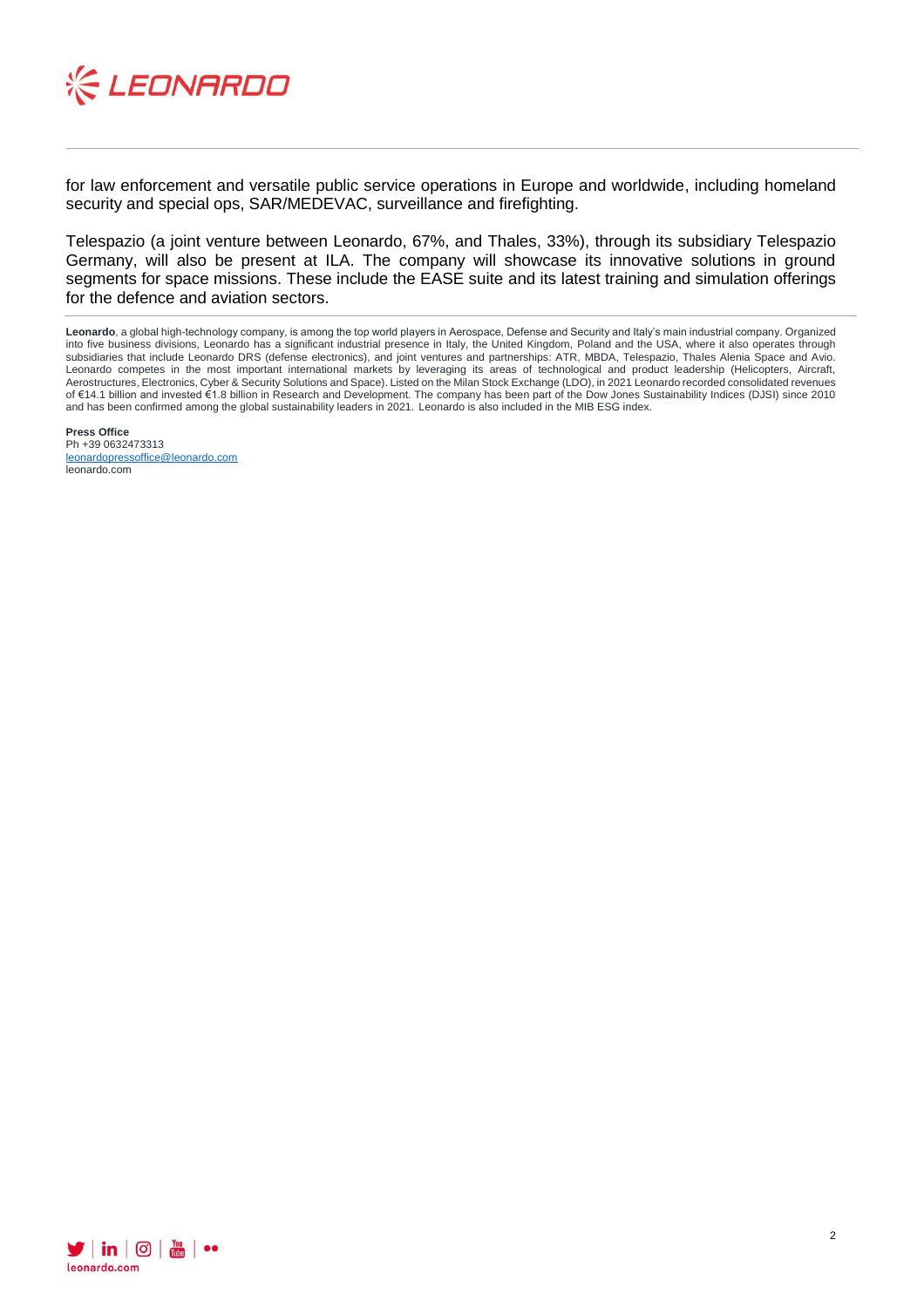for law enforcement and versatile public service operations in Europe and worldwide, including homeland security and special ops, SAR/MEDEVAC, surveillance and firefighting.

Telespazio (a joint venture between Leonardo, 67%, and Thales, 33%), through its subsidiary Telespazio Germany, will also be present at ILA. The company will showcase its innovative solutions in ground segments for space missions. These include the EASE suite and its latest training and simulation offerings for the defence and aviation sectors.

---

**Leonardo**, a global high-technology company, is among the top world players in Aerospace, Defense and Security and Italy's main industrial company. Organized into five business divisions, Leonardo has a significant industrial presence in Italy, the United Kingdom, Poland and the USA, where it also operates through subsidiaries that include Leonardo DRS (defense electronics), and joint ventures and partnerships: ATR, MBDA, Telespazio, Thales Alenia Space and Avio. Leonardo competes in the most important international markets by leveraging its areas of technological and product leadership (Helicopters, Aircraft, Aerostructures, Electronics, Cyber & Security Solutions and Space). Listed on the Milan Stock Exchange (LDO), in 2021 Leonardo recorded consolidated revenues of €14.1 billion and invested €1.8 billion in Research and Development. The company has been part of the Dow Jones Sustainability Indices (DJSI) since 2010 and has been confirmed among the global sustainability leaders in 2021. Leonardo is also included in the MIB ESG index.

**Press Office**
Ph +39 0632473313
leonardopressoffice@leonardo.com
leonardo.com